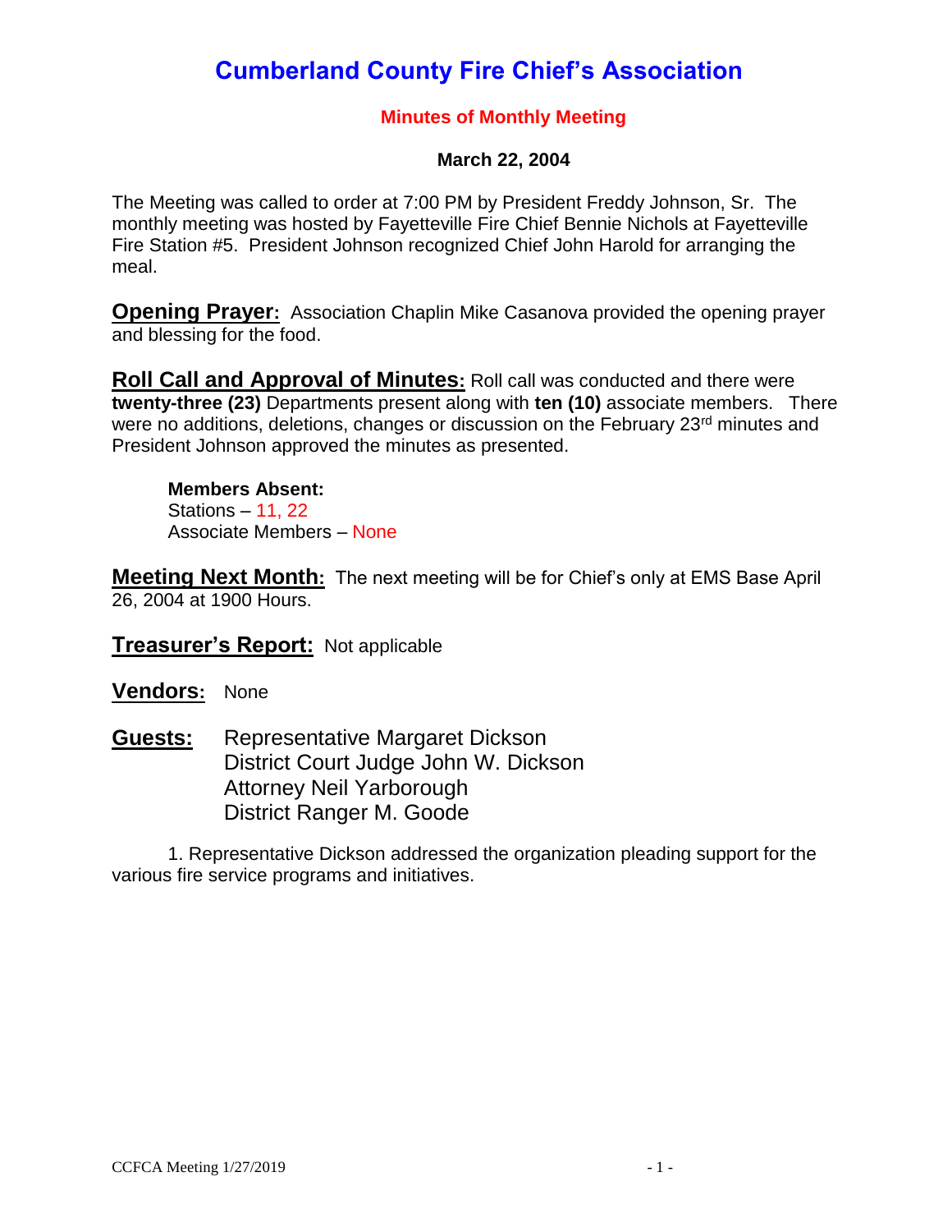# Cumberland County Fire Chief's Association

## Minutes of Monthly Meeting

### March 22, 2004

The Meeting was called to order at 7:00 PM by President Freddy Johnson, Sr. The monthly meeting was hosted by Fayetteville Fire Chief Bennie Nichols at Fayetteville Fire Station #5. President Johnson recognized Chief John Harold for arranging the meal.

**Opening Prayer:** Association Chaplin Mike Casanova provided the opening prayer and blessing for the food.

**Roll Call and Approval of Minutes:** Roll call was conducted and there were **twenty-three (23)** Departments present along with **ten (10)** associate members. There were no additions, deletions, changes or discussion on the February 23rd minutes and President Johnson approved the minutes as presented.

**Members Absent:**
Stations – 11, 22
Associate Members – None

**Meeting Next Month:** The next meeting will be for Chief's only at EMS Base April 26, 2004 at 1900 Hours.

**Treasurer's Report:** Not applicable

**Vendors:** None

**Guests:**
Representative Margaret Dickson
District Court Judge John W. Dickson
Attorney Neil Yarborough
District Ranger M. Goode

1. Representative Dickson addressed the organization pleading support for the various fire service programs and initiatives.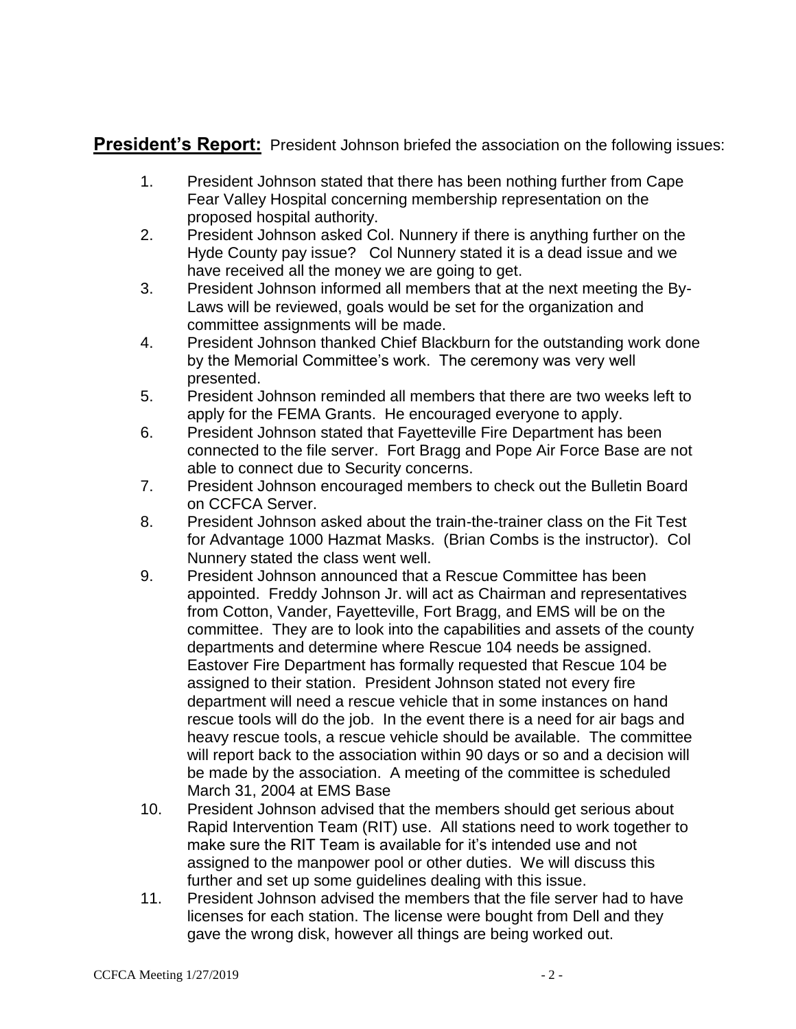**President's Report:** President Johnson briefed the association on the following issues:

1. President Johnson stated that there has been nothing further from Cape Fear Valley Hospital concerning membership representation on the proposed hospital authority.
2. President Johnson asked Col. Nunnery if there is anything further on the Hyde County pay issue? Col Nunnery stated it is a dead issue and we have received all the money we are going to get.
3. President Johnson informed all members that at the next meeting the By-Laws will be reviewed, goals would be set for the organization and committee assignments will be made.
4. President Johnson thanked Chief Blackburn for the outstanding work done by the Memorial Committee's work. The ceremony was very well presented.
5. President Johnson reminded all members that there are two weeks left to apply for the FEMA Grants. He encouraged everyone to apply.
6. President Johnson stated that Fayetteville Fire Department has been connected to the file server. Fort Bragg and Pope Air Force Base are not able to connect due to Security concerns.
7. President Johnson encouraged members to check out the Bulletin Board on CCFCA Server.
8. President Johnson asked about the train-the-trainer class on the Fit Test for Advantage 1000 Hazmat Masks. (Brian Combs is the instructor). Col Nunnery stated the class went well.
9. President Johnson announced that a Rescue Committee has been appointed. Freddy Johnson Jr. will act as Chairman and representatives from Cotton, Vander, Fayetteville, Fort Bragg, and EMS will be on the committee. They are to look into the capabilities and assets of the county departments and determine where Rescue 104 needs be assigned. Eastover Fire Department has formally requested that Rescue 104 be assigned to their station. President Johnson stated not every fire department will need a rescue vehicle that in some instances on hand rescue tools will do the job. In the event there is a need for air bags and heavy rescue tools, a rescue vehicle should be available. The committee will report back to the association within 90 days or so and a decision will be made by the association. A meeting of the committee is scheduled March 31, 2004 at EMS Base
10. President Johnson advised that the members should get serious about Rapid Intervention Team (RIT) use. All stations need to work together to make sure the RIT Team is available for it's intended use and not assigned to the manpower pool or other duties. We will discuss this further and set up some guidelines dealing with this issue.
11. President Johnson advised the members that the file server had to have licenses for each station. The license were bought from Dell and they gave the wrong disk, however all things are being worked out.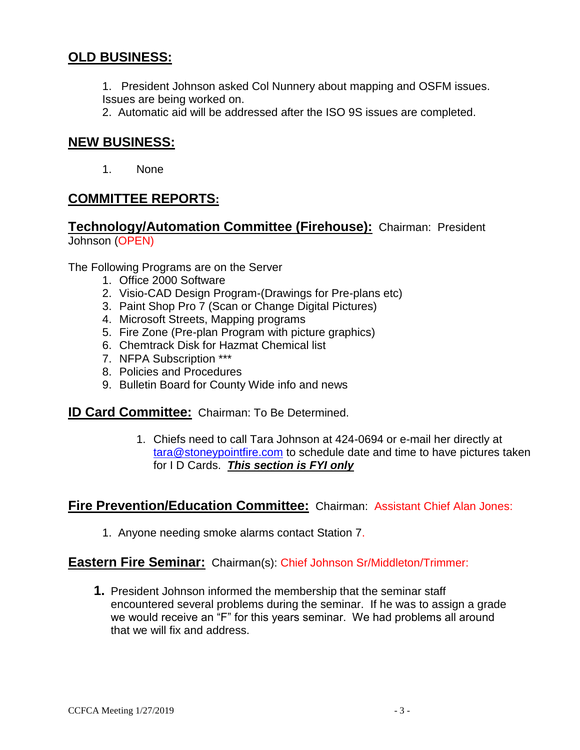## OLD BUSINESS:

1. President Johnson asked Col Nunnery about mapping and OSFM issues. Issues are being worked on.
2. Automatic aid will be addressed after the ISO 9S issues are completed.

## NEW BUSINESS:

1. None

## COMMITTEE REPORTS:

### Technology/Automation Committee (Firehouse): Chairman: President Johnson (OPEN)

The Following Programs are on the Server

1. Office 2000 Software
2. Visio-CAD Design Program-(Drawings for Pre-plans etc)
3. Paint Shop Pro 7 (Scan or Change Digital Pictures)
4. Microsoft Streets, Mapping programs
5. Fire Zone (Pre-plan Program with picture graphics)
6. Chemtrack Disk for Hazmat Chemical list
7. NFPA Subscription ***
8. Policies and Procedures
9. Bulletin Board for County Wide info and news

### ID Card Committee: Chairman: To Be Determined.

1. Chiefs need to call Tara Johnson at 424-0694 or e-mail her directly at tara@stoneypointfire.com to schedule date and time to have pictures taken for I D Cards. ***This section is FYI only***

### Fire Prevention/Education Committee: Chairman: Assistant Chief Alan Jones:

1. Anyone needing smoke alarms contact Station 7.

### Eastern Fire Seminar: Chairman(s): Chief Johnson Sr/Middleton/Trimmer:

1. President Johnson informed the membership that the seminar staff encountered several problems during the seminar. If he was to assign a grade we would receive an "F" for this years seminar. We had problems all around that we will fix and address.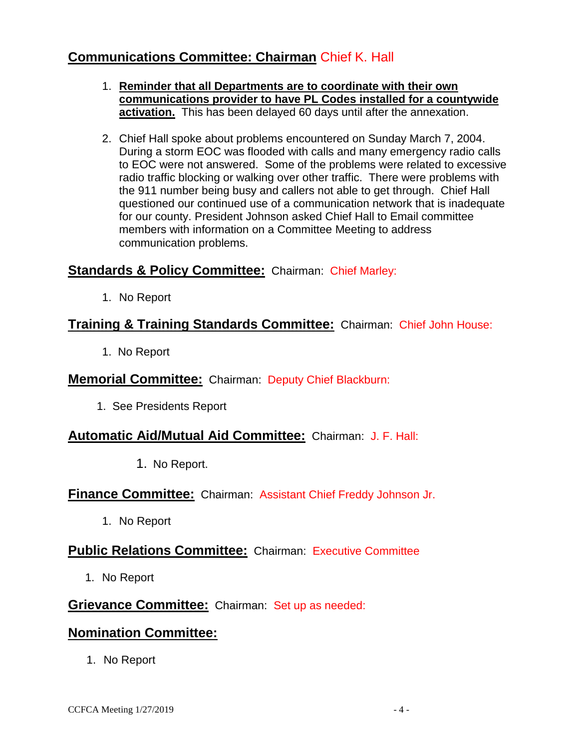## Communications Committee: Chairman Chief K. Hall

1. **Reminder that all Departments are to coordinate with their own communications provider to have PL Codes installed for a countywide activation.** This has been delayed 60 days until after the annexation.

2. Chief Hall spoke about problems encountered on Sunday March 7, 2004. During a storm EOC was flooded with calls and many emergency radio calls to EOC were not answered. Some of the problems were related to excessive radio traffic blocking or walking over other traffic. There were problems with the 911 number being busy and callers not able to get through. Chief Hall questioned our continued use of a communication network that is inadequate for our county. President Johnson asked Chief Hall to Email committee members with information on a Committee Meeting to address communication problems.

## Standards & Policy Committee: Chairman: Chief Marley:

1. No Report

## Training & Training Standards Committee: Chairman: Chief John House:

1. No Report

## Memorial Committee: Chairman: Deputy Chief Blackburn:

1. See Presidents Report

## Automatic Aid/Mutual Aid Committee: Chairman: J. F. Hall:

1. No Report.

## Finance Committee: Chairman: Assistant Chief Freddy Johnson Jr.

1. No Report

## Public Relations Committee: Chairman: Executive Committee

1. No Report

## Grievance Committee: Chairman: Set up as needed:

## Nomination Committee:

1. No Report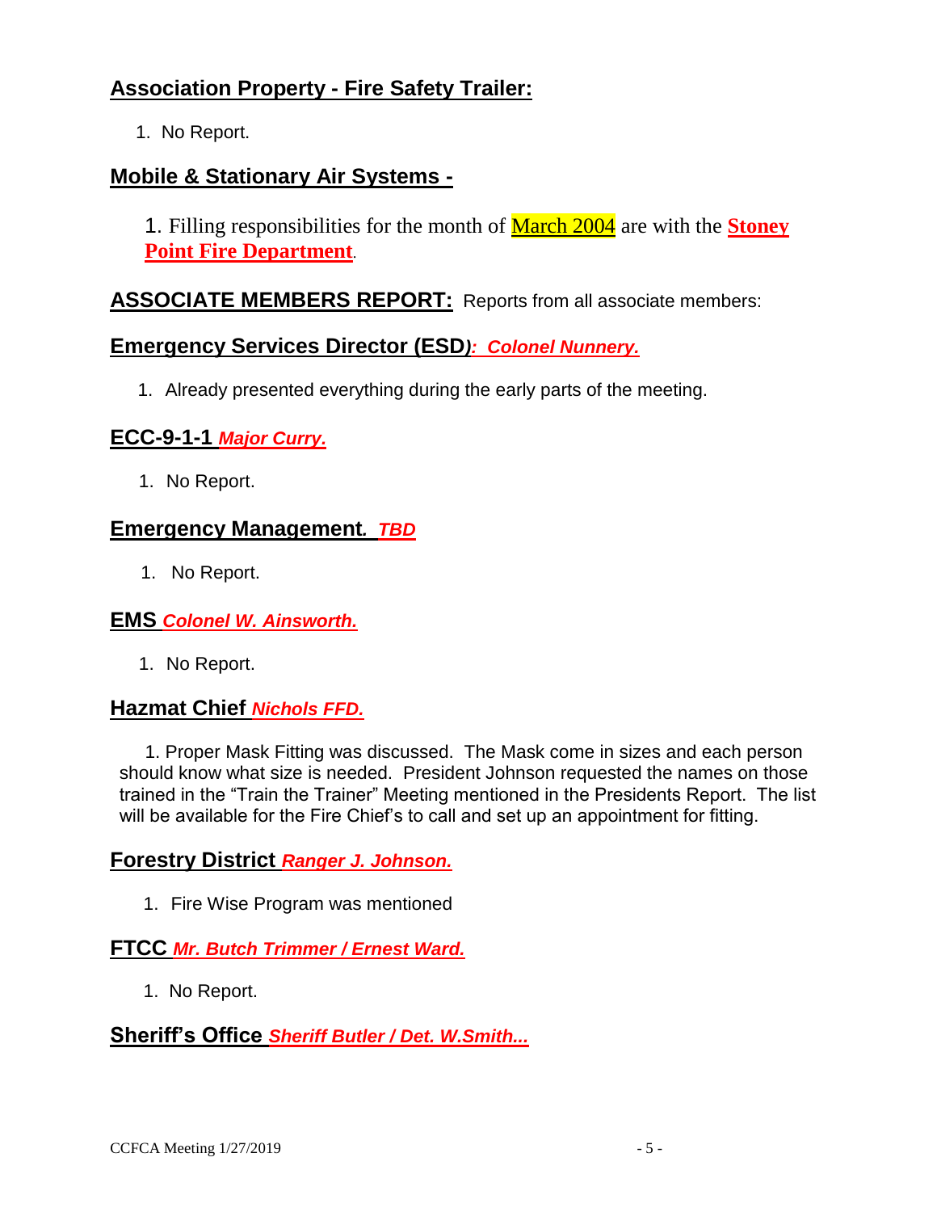## Association Property - Fire Safety Trailer:

1. No Report.

## Mobile & Stationary Air Systems -

1. Filling responsibilities for the month of March 2004 are with the **Stoney Point Fire Department**.

## ASSOCIATE MEMBERS REPORT: Reports from all associate members:

## Emergency Services Director (ESD): *Colonel Nunnery.*

1. Already presented everything during the early parts of the meeting.

## ECC-9-1-1 *Major Curry.*

1. No Report.

## Emergency Management. *TBD*

1. No Report.

## EMS *Colonel W. Ainsworth.*

1. No Report.

## Hazmat Chief *Nichols FFD.*

1. Proper Mask Fitting was discussed. The Mask come in sizes and each person should know what size is needed. President Johnson requested the names on those trained in the "Train the Trainer" Meeting mentioned in the Presidents Report. The list will be available for the Fire Chief's to call and set up an appointment for fitting.

## Forestry District *Ranger J. Johnson.*

1. Fire Wise Program was mentioned

## FTCC *Mr. Butch Trimmer / Ernest Ward.*

1. No Report.

## Sheriff's Office *Sheriff Butler / Det. W.Smith...*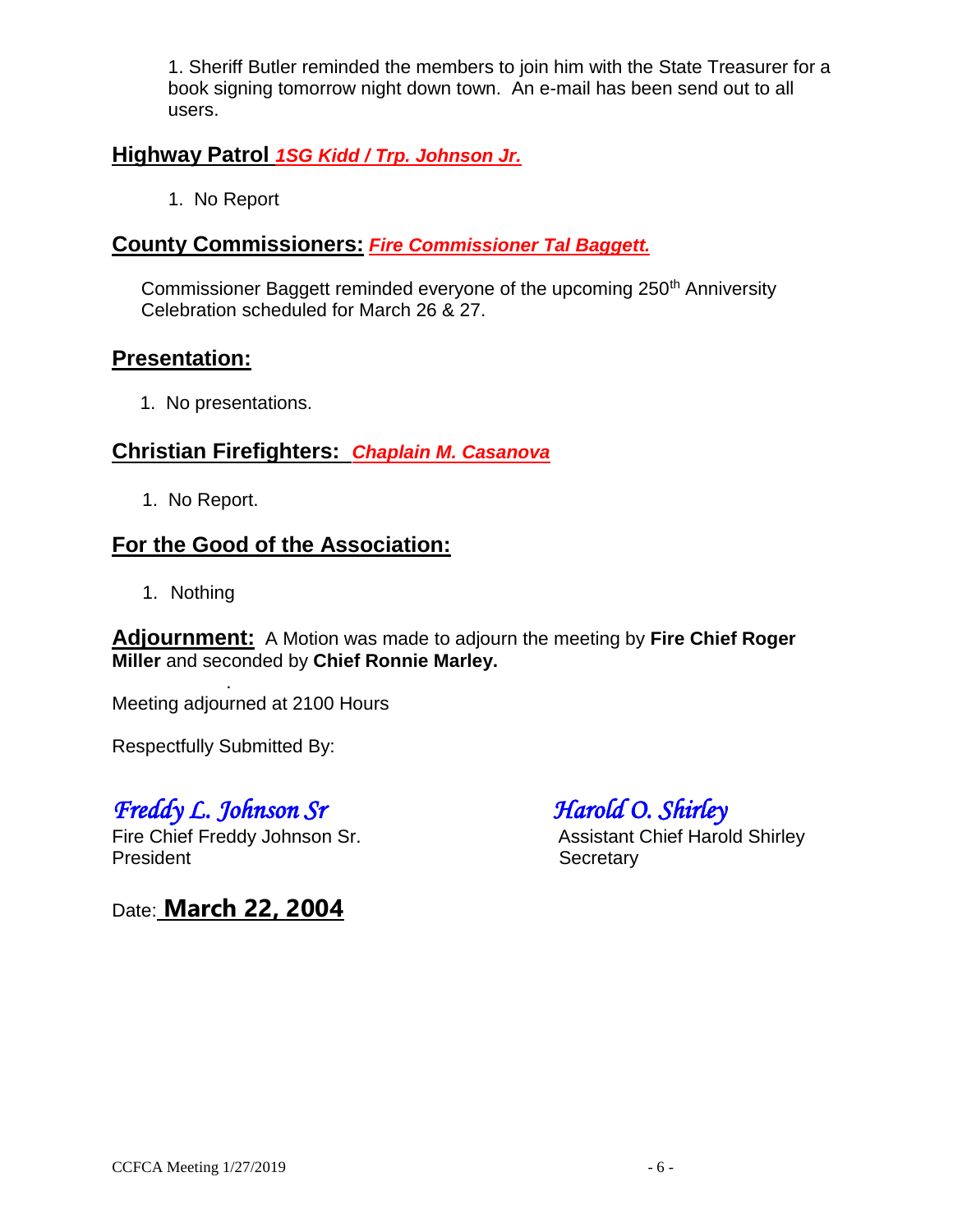1. Sheriff Butler reminded the members to join him with the State Treasurer for a book signing tomorrow night down town. An e-mail has been send out to all users.

## Highway Patrol *1SG Kidd / Trp. Johnson Jr.*

1. No Report

## County Commissioners: *Fire Commissioner Tal Baggett.*

Commissioner Baggett reminded everyone of the upcoming 250th Anniversity Celebration scheduled for March 26 & 27.

## Presentation:

1. No presentations.

## Christian Firefighters: *Chaplain M. Casanova*

1. No Report.

## For the Good of the Association:

1. Nothing

**Adjournment:** A Motion was made to adjourn the meeting by **Fire Chief Roger Miller** and seconded by **Chief Ronnie Marley.**

Meeting adjourned at 2100 Hours

Respectfully Submitted By:

*Freddy L. Johnson Sr*
Fire Chief Freddy Johnson Sr.
President

*Harold O. Shirley*
Assistant Chief Harold Shirley
Secretary

Date: **March 22, 2004**